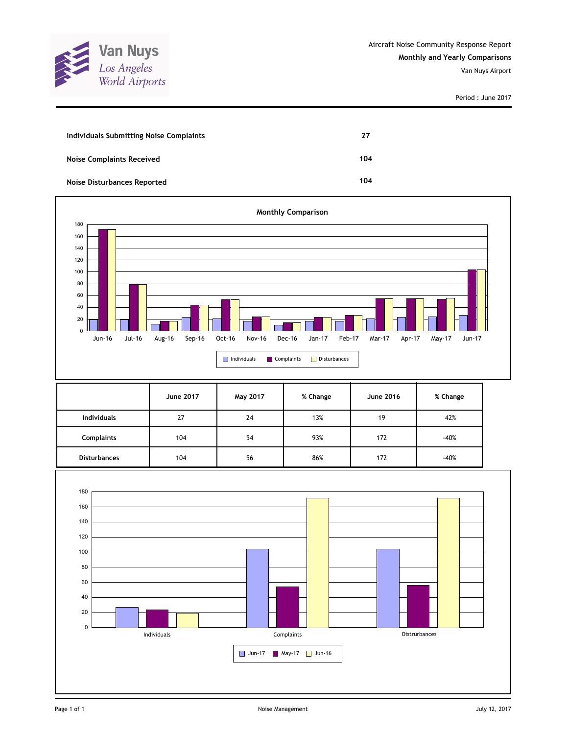Aircraft Noise Community Response Report

**Monthly and Yearly Comparisons**

Van Nuys Airport

Period : June 2017

| | |
|---|---|
| **Individuals Submitting Noise Complaints** | **27** |
| **Noise Complaints Received** | **104** |
| **Noise Disturbances Reported** | **104** |

**Monthly Comparison**

| | June 2017 | May 2017 | % Change | June 2016 | % Change |
|---|---|---|---|---|---|
| **Individuals** | 27 | 24 | 13% | 19 | 42% |
| **Complaints** | 104 | 54 | 93% | 172 | -40% |
| **Disturbances** | 104 | 56 | 86% | 172 | -40% |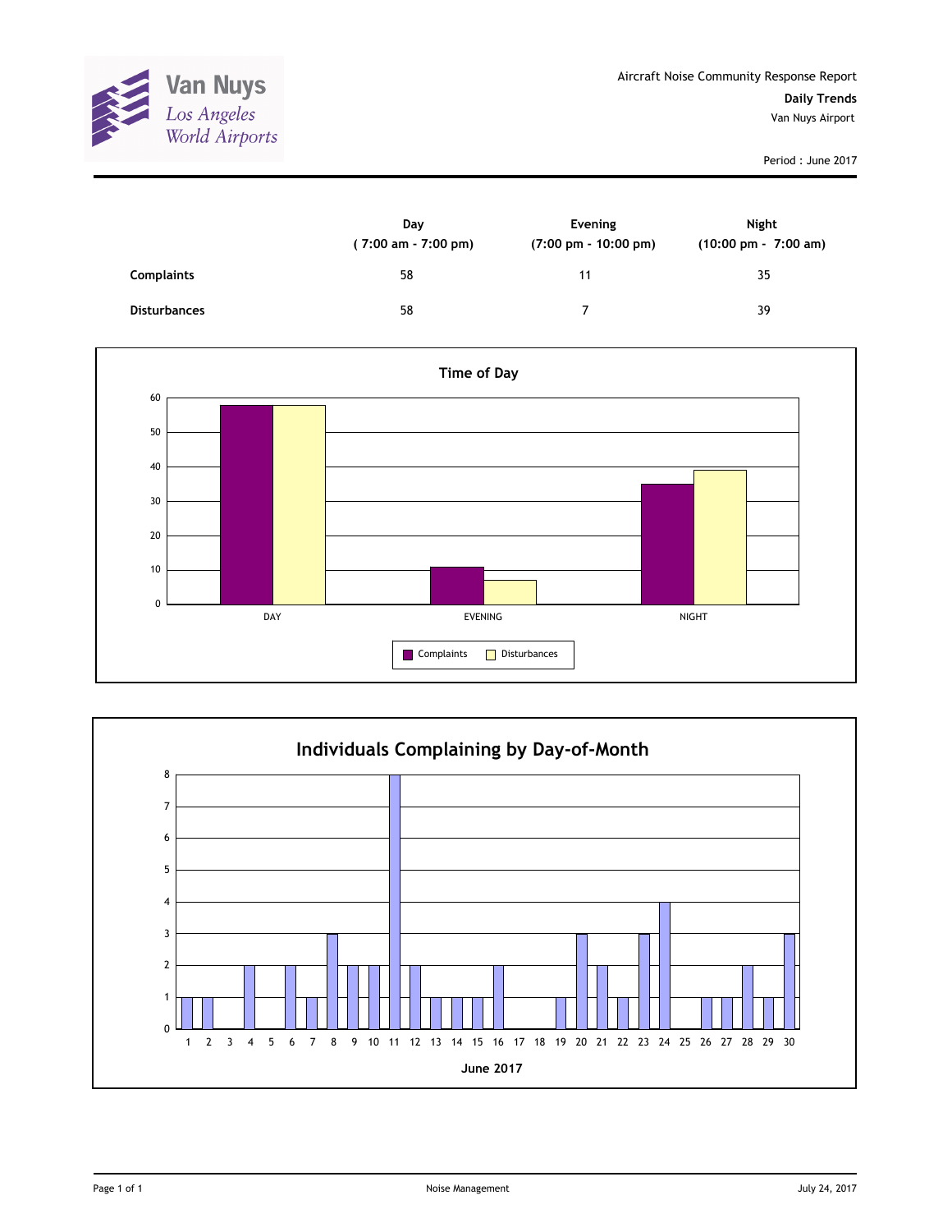Van Nuys
Los Angeles World Airports

Aircraft Noise Community Response Report

**Daily Trends**

Van Nuys Airport

Period : June 2017

| | Day ( 7:00 am - 7:00 pm) | Evening (7:00 pm - 10:00 pm) | Night (10:00 pm - 7:00 am) |
|---|---|---|---|
| **Complaints** | 58 | 11 | 35 |
| **Disturbances** | 58 | 7 | 39 |

**Time of Day**

| | DAY | EVENING | NIGHT |
|---|---|---|---|
| Complaints | 58 | 11 | 35 |
| Disturbances | 58 | 7 | 39 |

**Individuals Complaining by Day-of-Month**

June 2017

| Day | 1 | 2 | 3 | 4 | 5 | 6 | 7 | 8 | 9 | 10 | 11 | 12 | 13 | 14 | 15 | 16 | 17 | 18 | 19 | 20 | 21 | 22 | 23 | 24 | 25 | 26 | 27 | 28 | 29 | 30 |
|---|---|---|---|---|---|---|---|---|---|---|---|---|---|---|---|---|---|---|---|---|---|---|---|---|---|---|---|---|---|---|
| Individuals | 1 | 1 | 0 | 2 | 0 | 2 | 1 | 3 | 2 | 2 | 8 | 2 | 1 | 1 | 1 | 2 | 0 | 0 | 1 | 3 | 2 | 1 | 3 | 4 | 0 | 1 | 1 | 2 | 1 | 3 |

Noise Management

July 24, 2017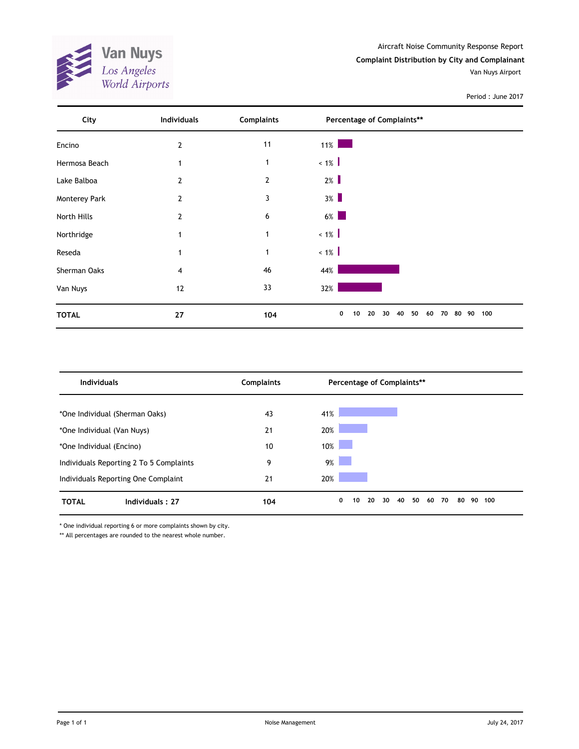Van Nuys
Los Angeles World Airports

Aircraft Noise Community Response Report

**Complaint Distribution by City and Complainant**

Van Nuys Airport

Period : June 2017

| City | Individuals | Complaints | Percentage of Complaints** |
|---|---|---|---|
| Encino | 2 | 11 | 11% |
| Hermosa Beach | 1 | 1 | < 1% |
| Lake Balboa | 2 | 2 | 2% |
| Monterey Park | 2 | 3 | 3% |
| North Hills | 2 | 6 | 6% |
| Northridge | 1 | 1 | < 1% |
| Reseda | 1 | 1 | < 1% |
| Sherman Oaks | 4 | 46 | 44% |
| Van Nuys | 12 | 33 | 32% |
| **TOTAL** | **27** | **104** | |

| Individuals | Complaints | Percentage of Complaints** |
|---|---|---|
| *One Individual (Sherman Oaks) | 43 | 41% |
| *One Individual (Van Nuys) | 21 | 20% |
| *One Individual (Encino) | 10 | 10% |
| Individuals Reporting 2 To 5 Complaints | 9 | 9% |
| Individuals Reporting One Complaint | 21 | 20% |
| **TOTAL** **Individuals : 27** | **104** | |

* One individual reporting 6 or more complaints shown by city.

** All percentages are rounded to the nearest whole number.

Noise Management

July 24, 2017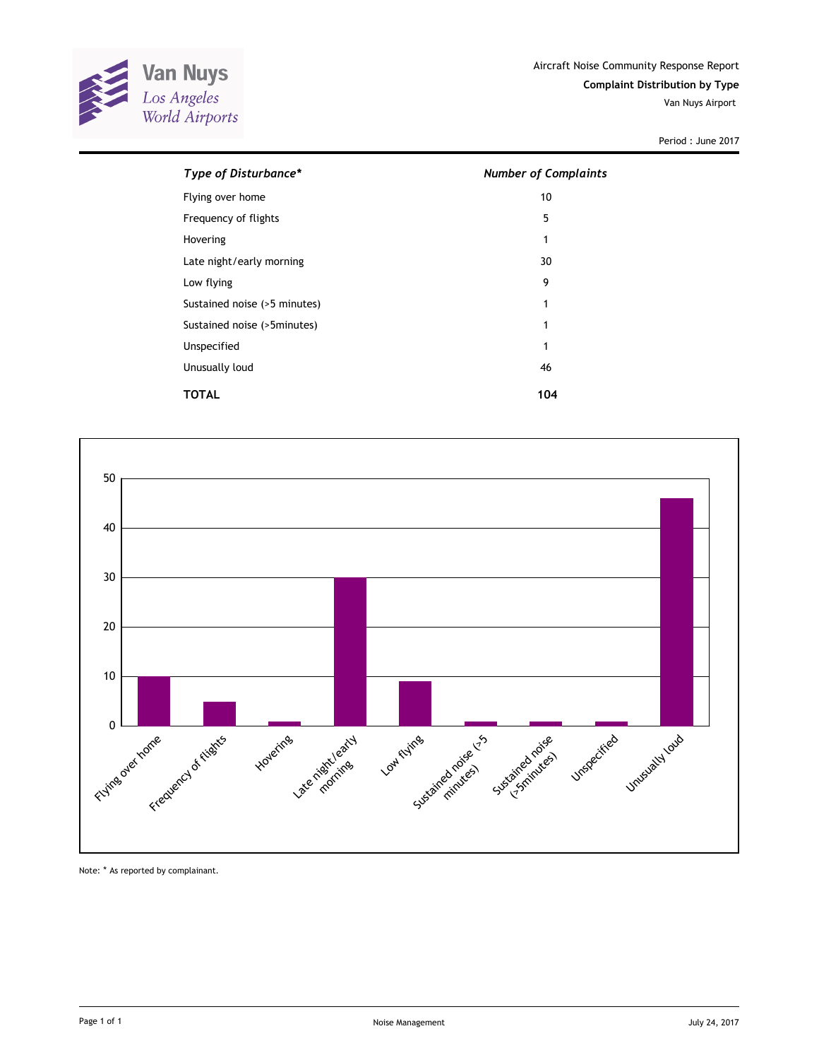Van Nuys
Los Angeles World Airports

Aircraft Noise Community Response Report

**Complaint Distribution by Type**

Van Nuys Airport

Period : June 2017

| *Type of Disturbance** | *Number of Complaints* |
|---|---|
| Flying over home | 10 |
| Frequency of flights | 5 |
| Hovering | 1 |
| Late night/early morning | 30 |
| Low flying | 9 |
| Sustained noise (>5 minutes) | 1 |
| Sustained noise (>5minutes) | 1 |
| Unspecified | 1 |
| Unusually loud | 46 |
| **TOTAL** | **104** |

Note: * As reported by complainant.

Noise Management

July 24, 2017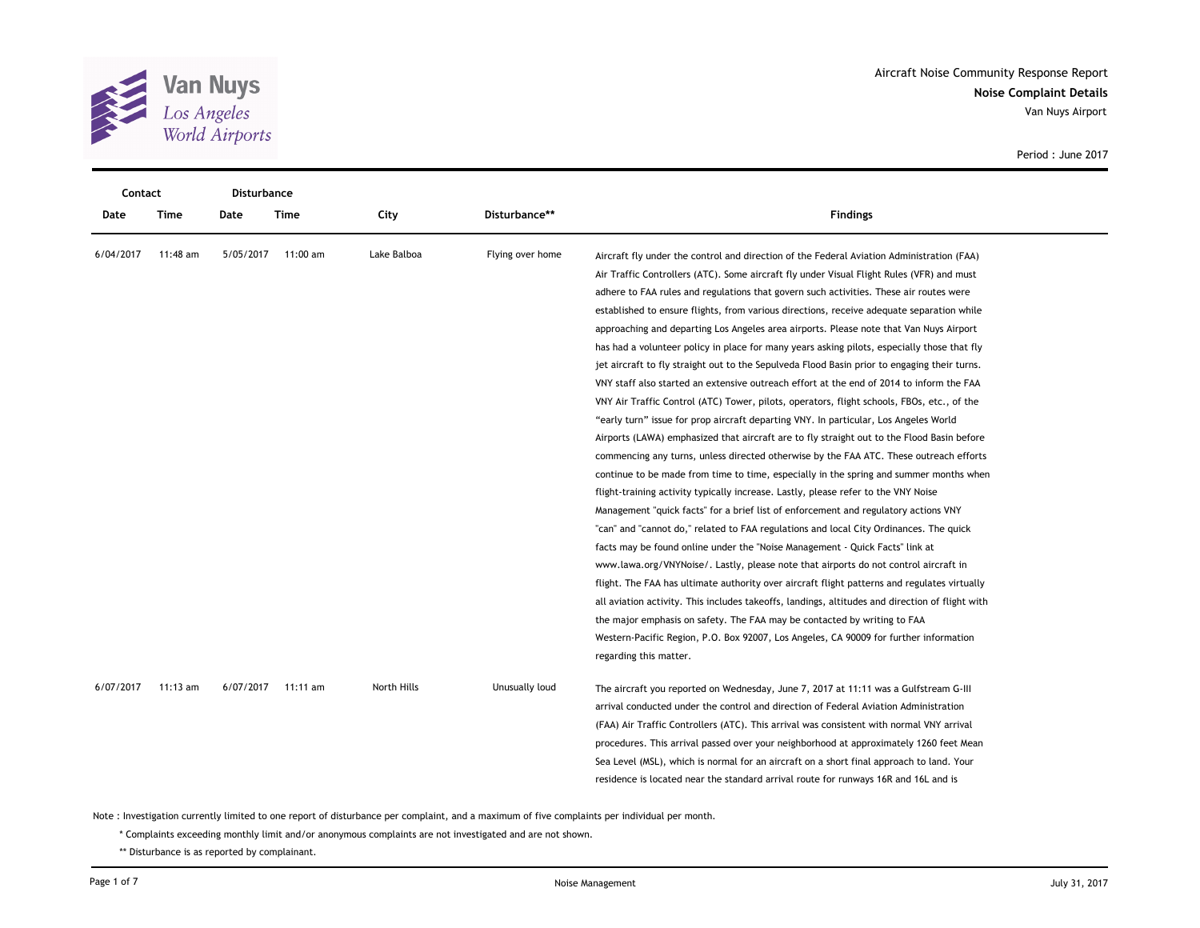Aircraft Noise Community Response Report

**Noise Complaint Details**

Van Nuys Airport

Period : June 2017

| Contact Date | Contact Time | Disturbance Date | Disturbance Time | City | Disturbance** | Findings |
|---|---|---|---|---|---|---|
| 6/04/2017 | 11:48 am | 5/05/2017 | 11:00 am | Lake Balboa | Flying over home | Aircraft fly under the control and direction of the Federal Aviation Administration (FAA) Air Traffic Controllers (ATC). Some aircraft fly under Visual Flight Rules (VFR) and must adhere to FAA rules and regulations that govern such activities. These air routes were established to ensure flights, from various directions, receive adequate separation while approaching and departing Los Angeles area airports. Please note that Van Nuys Airport has had a volunteer policy in place for many years asking pilots, especially those that fly jet aircraft to fly straight out to the Sepulveda Flood Basin prior to engaging their turns. VNY staff also started an extensive outreach effort at the end of 2014 to inform the FAA VNY Air Traffic Control (ATC) Tower, pilots, operators, flight schools, FBOs, etc., of the "early turn" issue for prop aircraft departing VNY. In particular, Los Angeles World Airports (LAWA) emphasized that aircraft are to fly straight out to the Flood Basin before commencing any turns, unless directed otherwise by the FAA ATC. These outreach efforts continue to be made from time to time, especially in the spring and summer months when flight-training activity typically increase. Lastly, please refer to the VNY Noise Management "quick facts" for a brief list of enforcement and regulatory actions VNY "can" and "cannot do," related to FAA regulations and local City Ordinances. The quick facts may be found online under the "Noise Management - Quick Facts" link at www.lawa.org/VNYNoise/. Lastly, please note that airports do not control aircraft in flight. The FAA has ultimate authority over aircraft flight patterns and regulates virtually all aviation activity. This includes takeoffs, landings, altitudes and direction of flight with the major emphasis on safety. The FAA may be contacted by writing to FAA Western-Pacific Region, P.O. Box 92007, Los Angeles, CA 90009 for further information regarding this matter. |
| 6/07/2017 | 11:13 am | 6/07/2017 | 11:11 am | North Hills | Unusually loud | The aircraft you reported on Wednesday, June 7, 2017 at 11:11 was a Gulfstream G-III arrival conducted under the control and direction of Federal Aviation Administration (FAA) Air Traffic Controllers (ATC). This arrival was consistent with normal VNY arrival procedures. This arrival passed over your neighborhood at approximately 1260 feet Mean Sea Level (MSL), which is normal for an aircraft on a short final approach to land. Your residence is located near the standard arrival route for runways 16R and 16L and is |

Note : Investigation currently limited to one report of disturbance per complaint, and a maximum of five complaints per individual per month.

\* Complaints exceeding monthly limit and/or anonymous complaints are not investigated and are not shown.

** Disturbance is as reported by complainant.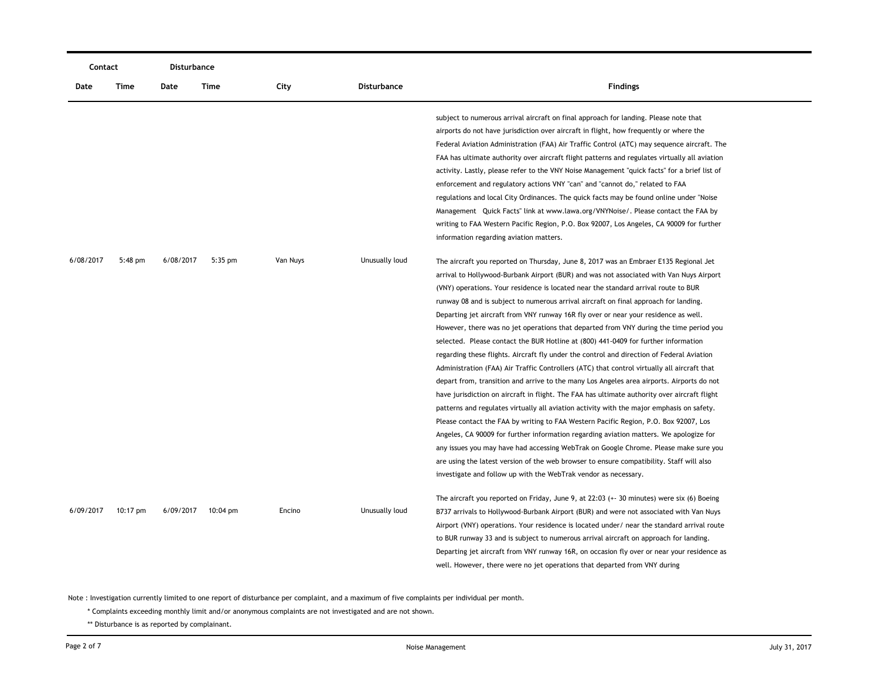| Contact | | Disturbance | | | | |
|---|---|---|---|---|---|---|
| Date | Time | Date | Time | City | Disturbance | Findings |
| | | | | | | subject to numerous arrival aircraft on final approach for landing. Please note that airports do not have jurisdiction over aircraft in flight, how frequently or where the Federal Aviation Administration (FAA) Air Traffic Control (ATC) may sequence aircraft. The FAA has ultimate authority over aircraft flight patterns and regulates virtually all aviation activity. Lastly, please refer to the VNY Noise Management "quick facts" for a brief list of enforcement and regulatory actions VNY "can" and "cannot do," related to FAA regulations and local City Ordinances. The quick facts may be found online under "Noise Management Quick Facts" link at www.lawa.org/VNYNoise/. Please contact the FAA by writing to FAA Western Pacific Region, P.O. Box 92007, Los Angeles, CA 90009 for further information regarding aviation matters. |
| 6/08/2017 | 5:48 pm | 6/08/2017 | 5:35 pm | Van Nuys | Unusually loud | The aircraft you reported on Thursday, June 8, 2017 was an Embraer E135 Regional Jet arrival to Hollywood-Burbank Airport (BUR) and was not associated with Van Nuys Airport (VNY) operations. Your residence is located near the standard arrival route to BUR runway 08 and is subject to numerous arrival aircraft on final approach for landing. Departing jet aircraft from VNY runway 16R fly over or near your residence as well. However, there was no jet operations that departed from VNY during the time period you selected. Please contact the BUR Hotline at (800) 441-0409 for further information regarding these flights. Aircraft fly under the control and direction of Federal Aviation Administration (FAA) Air Traffic Controllers (ATC) that control virtually all aircraft that depart from, transition and arrive to the many Los Angeles area airports. Airports do not have jurisdiction on aircraft in flight. The FAA has ultimate authority over aircraft flight patterns and regulates virtually all aviation activity with the major emphasis on safety. Please contact the FAA by writing to FAA Western Pacific Region, P.O. Box 92007, Los Angeles, CA 90009 for further information regarding aviation matters. We apologize for any issues you may have had accessing WebTrak on Google Chrome. Please make sure you are using the latest version of the web browser to ensure compatibility. Staff will also investigate and follow up with the WebTrak vendor as necessary. |
| 6/09/2017 | 10:17 pm | 6/09/2017 | 10:04 pm | Encino | Unusually loud | The aircraft you reported on Friday, June 9, at 22:03 (+- 30 minutes) were six (6) Boeing B737 arrivals to Hollywood-Burbank Airport (BUR) and were not associated with Van Nuys Airport (VNY) operations. Your residence is located under/ near the standard arrival route to BUR runway 33 and is subject to numerous arrival aircraft on approach for landing. Departing jet aircraft from VNY runway 16R, on occasion fly over or near your residence as well. However, there were no jet operations that departed from VNY during |

Note : Investigation currently limited to one report of disturbance per complaint, and a maximum of five complaints per individual per month.

\* Complaints exceeding monthly limit and/or anonymous complaints are not investigated and are not shown.

\*\* Disturbance is as reported by complainant.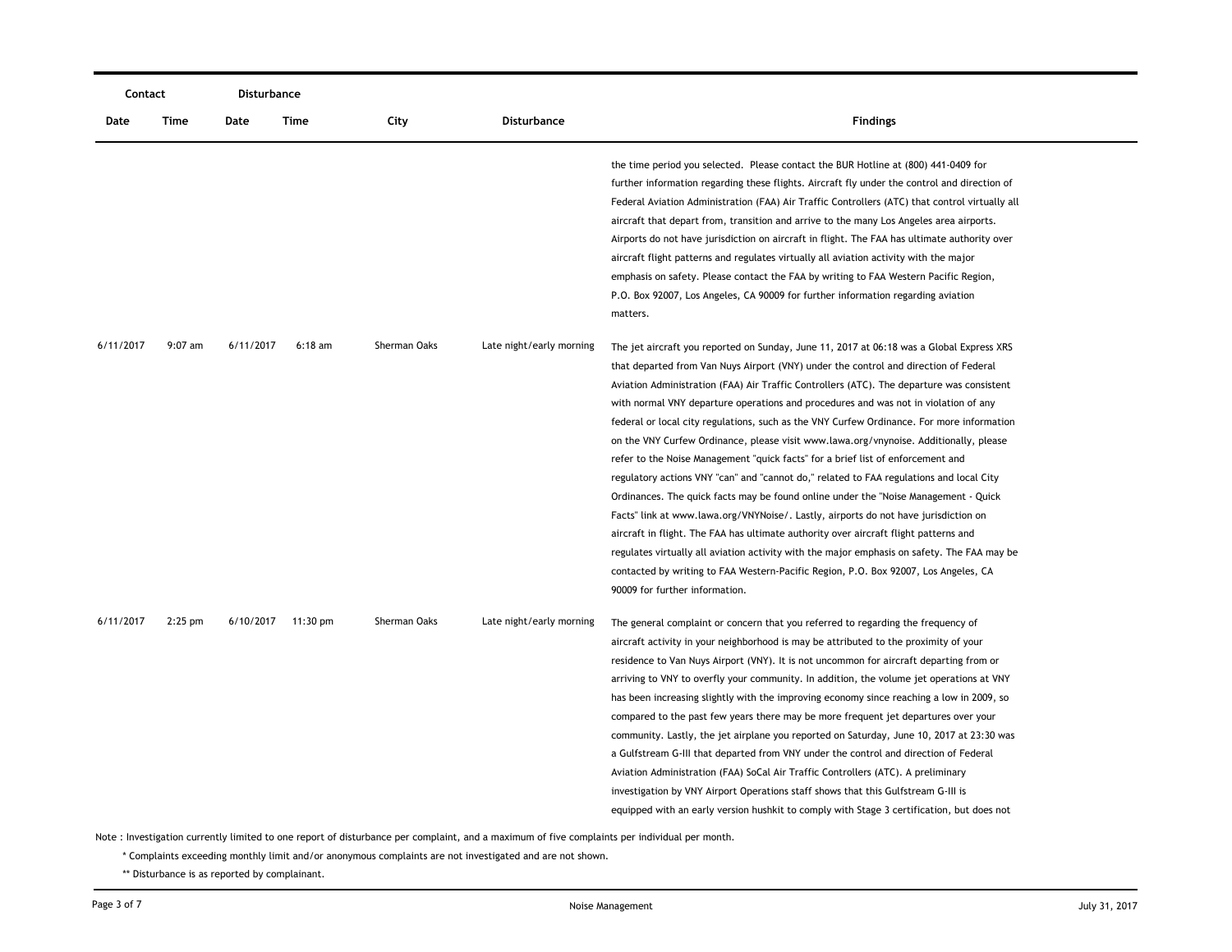| Contact | | Disturbance | | | | |
|---|---|---|---|---|---|---|
| Date | Time | Date | Time | City | Disturbance | Findings |
| | | | | | | the time period you selected. Please contact the BUR Hotline at (800) 441-0409 for further information regarding these flights. Aircraft fly under the control and direction of Federal Aviation Administration (FAA) Air Traffic Controllers (ATC) that control virtually all aircraft that depart from, transition and arrive to the many Los Angeles area airports. Airports do not have jurisdiction on aircraft in flight. The FAA has ultimate authority over aircraft flight patterns and regulates virtually all aviation activity with the major emphasis on safety. Please contact the FAA by writing to FAA Western Pacific Region, P.O. Box 92007, Los Angeles, CA 90009 for further information regarding aviation matters. |
| 6/11/2017 | 9:07 am | 6/11/2017 | 6:18 am | Sherman Oaks | Late night/early morning | The jet aircraft you reported on Sunday, June 11, 2017 at 06:18 was a Global Express XRS that departed from Van Nuys Airport (VNY) under the control and direction of Federal Aviation Administration (FAA) Air Traffic Controllers (ATC). The departure was consistent with normal VNY departure operations and procedures and was not in violation of any federal or local city regulations, such as the VNY Curfew Ordinance. For more information on the VNY Curfew Ordinance, please visit www.lawa.org/vnynoise. Additionally, please refer to the Noise Management "quick facts" for a brief list of enforcement and regulatory actions VNY "can" and "cannot do," related to FAA regulations and local City Ordinances. The quick facts may be found online under the "Noise Management - Quick Facts" link at www.lawa.org/VNYNoise/. Lastly, airports do not have jurisdiction on aircraft in flight. The FAA has ultimate authority over aircraft flight patterns and regulates virtually all aviation activity with the major emphasis on safety. The FAA may be contacted by writing to FAA Western-Pacific Region, P.O. Box 92007, Los Angeles, CA 90009 for further information. |
| 6/11/2017 | 2:25 pm | 6/10/2017 | 11:30 pm | Sherman Oaks | Late night/early morning | The general complaint or concern that you referred to regarding the frequency of aircraft activity in your neighborhood is may be attributed to the proximity of your residence to Van Nuys Airport (VNY). It is not uncommon for aircraft departing from or arriving to VNY to overfly your community. In addition, the volume jet operations at VNY has been increasing slightly with the improving economy since reaching a low in 2009, so compared to the past few years there may be more frequent jet departures over your community. Lastly, the jet airplane you reported on Saturday, June 10, 2017 at 23:30 was a Gulfstream G-III that departed from VNY under the control and direction of Federal Aviation Administration (FAA) SoCal Air Traffic Controllers (ATC). A preliminary investigation by VNY Airport Operations staff shows that this Gulfstream G-III is equipped with an early version hushkit to comply with Stage 3 certification, but does not |

Note : Investigation currently limited to one report of disturbance per complaint, and a maximum of five complaints per individual per month.

\* Complaints exceeding monthly limit and/or anonymous complaints are not investigated and are not shown.

\*\* Disturbance is as reported by complainant.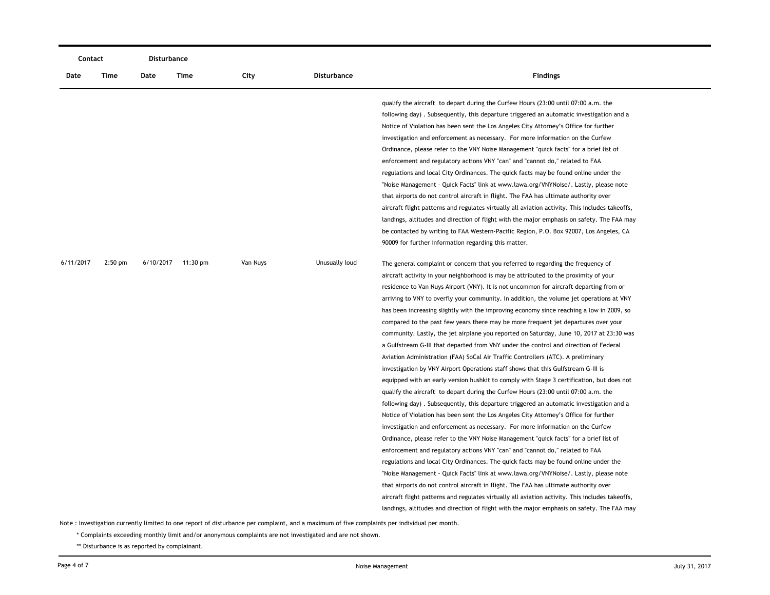| Contact | | Disturbance | | | | |
|---|---|---|---|---|---|---|
| Date | Time | Date | Time | City | Disturbance | Findings |
| | | | | | | qualify the aircraft to depart during the Curfew Hours (23:00 until 07:00 a.m. the following day) . Subsequently, this departure triggered an automatic investigation and a Notice of Violation has been sent the Los Angeles City Attorney's Office for further investigation and enforcement as necessary. For more information on the Curfew Ordinance, please refer to the VNY Noise Management "quick facts" for a brief list of enforcement and regulatory actions VNY "can" and "cannot do," related to FAA regulations and local City Ordinances. The quick facts may be found online under the "Noise Management - Quick Facts" link at www.lawa.org/VNYNoise/. Lastly, please note that airports do not control aircraft in flight. The FAA has ultimate authority over aircraft flight patterns and regulates virtually all aviation activity. This includes takeoffs, landings, altitudes and direction of flight with the major emphasis on safety. The FAA may be contacted by writing to FAA Western-Pacific Region, P.O. Box 92007, Los Angeles, CA 90009 for further information regarding this matter. |
| 6/11/2017 | 2:50 pm | 6/10/2017 | 11:30 pm | Van Nuys | Unusually loud | The general complaint or concern that you referred to regarding the frequency of aircraft activity in your neighborhood is may be attributed to the proximity of your residence to Van Nuys Airport (VNY). It is not uncommon for aircraft departing from or arriving to VNY to overfly your community. In addition, the volume jet operations at VNY has been increasing slightly with the improving economy since reaching a low in 2009, so compared to the past few years there may be more frequent jet departures over your community. Lastly, the jet airplane you reported on Saturday, June 10, 2017 at 23:30 was a Gulfstream G-III that departed from VNY under the control and direction of Federal Aviation Administration (FAA) SoCal Air Traffic Controllers (ATC). A preliminary investigation by VNY Airport Operations staff shows that this Gulfstream G-III is equipped with an early version hushkit to comply with Stage 3 certification, but does not qualify the aircraft to depart during the Curfew Hours (23:00 until 07:00 a.m. the following day) . Subsequently, this departure triggered an automatic investigation and a Notice of Violation has been sent the Los Angeles City Attorney's Office for further investigation and enforcement as necessary. For more information on the Curfew Ordinance, please refer to the VNY Noise Management "quick facts" for a brief list of enforcement and regulatory actions VNY "can" and "cannot do," related to FAA regulations and local City Ordinances. The quick facts may be found online under the "Noise Management - Quick Facts" link at www.lawa.org/VNYNoise/. Lastly, please note that airports do not control aircraft in flight. The FAA has ultimate authority over aircraft flight patterns and regulates virtually all aviation activity. This includes takeoffs, landings, altitudes and direction of flight with the major emphasis on safety. The FAA may |

Note : Investigation currently limited to one report of disturbance per complaint, and a maximum of five complaints per individual per month.

\* Complaints exceeding monthly limit and/or anonymous complaints are not investigated and are not shown.

\*\* Disturbance is as reported by complainant.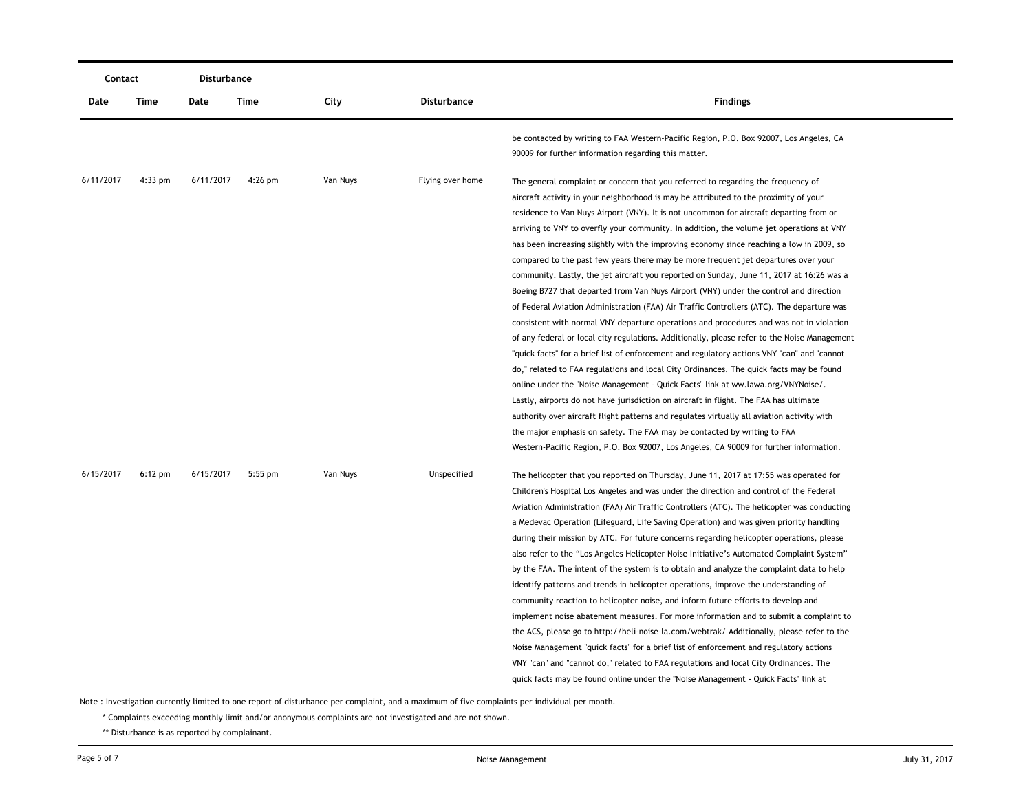| Contact | | Disturbance | | | | |
|---|---|---|---|---|---|---|
| Date | Time | Date | Time | City | Disturbance | Findings |
| | | | | | | be contacted by writing to FAA Western-Pacific Region, P.O. Box 92007, Los Angeles, CA 90009 for further information regarding this matter. |
| 6/11/2017 | 4:33 pm | 6/11/2017 | 4:26 pm | Van Nuys | Flying over home | The general complaint or concern that you referred to regarding the frequency of aircraft activity in your neighborhood is may be attributed to the proximity of your residence to Van Nuys Airport (VNY). It is not uncommon for aircraft departing from or arriving to VNY to overfly your community. In addition, the volume jet operations at VNY has been increasing slightly with the improving economy since reaching a low in 2009, so compared to the past few years there may be more frequent jet departures over your community. Lastly, the jet aircraft you reported on Sunday, June 11, 2017 at 16:26 was a Boeing B727 that departed from Van Nuys Airport (VNY) under the control and direction of Federal Aviation Administration (FAA) Air Traffic Controllers (ATC). The departure was consistent with normal VNY departure operations and procedures and was not in violation of any federal or local city regulations. Additionally, please refer to the Noise Management "quick facts" for a brief list of enforcement and regulatory actions VNY "can" and "cannot do," related to FAA regulations and local City Ordinances. The quick facts may be found online under the "Noise Management - Quick Facts" link at ww.lawa.org/VNYNoise/. Lastly, airports do not have jurisdiction on aircraft in flight. The FAA has ultimate authority over aircraft flight patterns and regulates virtually all aviation activity with the major emphasis on safety. The FAA may be contacted by writing to FAA Western-Pacific Region, P.O. Box 92007, Los Angeles, CA 90009 for further information. |
| 6/15/2017 | 6:12 pm | 6/15/2017 | 5:55 pm | Van Nuys | Unspecified | The helicopter that you reported on Thursday, June 11, 2017 at 17:55 was operated for Children's Hospital Los Angeles and was under the direction and control of the Federal Aviation Administration (FAA) Air Traffic Controllers (ATC). The helicopter was conducting a Medevac Operation (Lifeguard, Life Saving Operation) and was given priority handling during their mission by ATC. For future concerns regarding helicopter operations, please also refer to the "Los Angeles Helicopter Noise Initiative's Automated Complaint System" by the FAA. The intent of the system is to obtain and analyze the complaint data to help identify patterns and trends in helicopter operations, improve the understanding of community reaction to helicopter noise, and inform future efforts to develop and implement noise abatement measures. For more information and to submit a complaint to the ACS, please go to http://heli-noise-la.com/webtrak/ Additionally, please refer to the Noise Management "quick facts" for a brief list of enforcement and regulatory actions VNY "can" and "cannot do," related to FAA regulations and local City Ordinances. The quick facts may be found online under the "Noise Management - Quick Facts" link at |

Note : Investigation currently limited to one report of disturbance per complaint, and a maximum of five complaints per individual per month.

\* Complaints exceeding monthly limit and/or anonymous complaints are not investigated and are not shown.

\*\* Disturbance is as reported by complainant.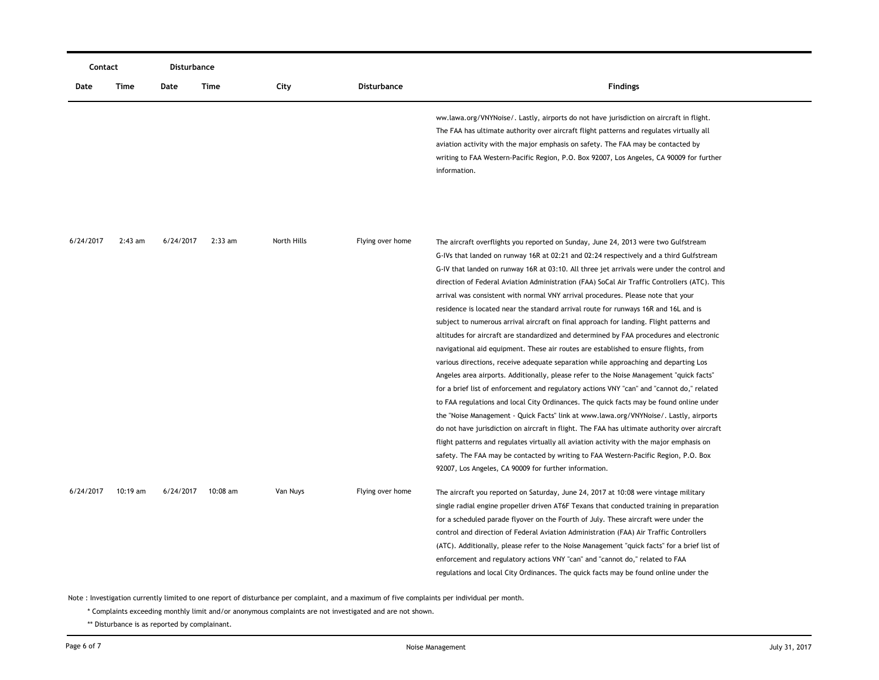| Contact | | Disturbance | | | | |
|---|---|---|---|---|---|---|
| Date | Time | Date | Time | City | Disturbance | Findings |
| | | | | | | ww.lawa.org/VNYNoise/. Lastly, airports do not have jurisdiction on aircraft in flight. The FAA has ultimate authority over aircraft flight patterns and regulates virtually all aviation activity with the major emphasis on safety. The FAA may be contacted by writing to FAA Western-Pacific Region, P.O. Box 92007, Los Angeles, CA 90009 for further information. |
| 6/24/2017 | 2:43 am | 6/24/2017 | 2:33 am | North Hills | Flying over home | The aircraft overflights you reported on Sunday, June 24, 2013 were two Gulfstream G-IVs that landed on runway 16R at 02:21 and 02:24 respectively and a third Gulfstream G-IV that landed on runway 16R at 03:10. All three jet arrivals were under the control and direction of Federal Aviation Administration (FAA) SoCal Air Traffic Controllers (ATC). This arrival was consistent with normal VNY arrival procedures. Please note that your residence is located near the standard arrival route for runways 16R and 16L and is subject to numerous arrival aircraft on final approach for landing. Flight patterns and altitudes for aircraft are standardized and determined by FAA procedures and electronic navigational aid equipment. These air routes are established to ensure flights, from various directions, receive adequate separation while approaching and departing Los Angeles area airports. Additionally, please refer to the Noise Management "quick facts" for a brief list of enforcement and regulatory actions VNY "can" and "cannot do," related to FAA regulations and local City Ordinances. The quick facts may be found online under the "Noise Management - Quick Facts" link at www.lawa.org/VNYNoise/. Lastly, airports do not have jurisdiction on aircraft in flight. The FAA has ultimate authority over aircraft flight patterns and regulates virtually all aviation activity with the major emphasis on safety. The FAA may be contacted by writing to FAA Western-Pacific Region, P.O. Box 92007, Los Angeles, CA 90009 for further information. |
| 6/24/2017 | 10:19 am | 6/24/2017 | 10:08 am | Van Nuys | Flying over home | The aircraft you reported on Saturday, June 24, 2017 at 10:08 were vintage military single radial engine propeller driven AT6F Texans that conducted training in preparation for a scheduled parade flyover on the Fourth of July. These aircraft were under the control and direction of Federal Aviation Administration (FAA) Air Traffic Controllers (ATC). Additionally, please refer to the Noise Management "quick facts" for a brief list of enforcement and regulatory actions VNY "can" and "cannot do," related to FAA regulations and local City Ordinances. The quick facts may be found online under the |

Note : Investigation currently limited to one report of disturbance per complaint, and a maximum of five complaints per individual per month.

\* Complaints exceeding monthly limit and/or anonymous complaints are not investigated and are not shown.

\*\* Disturbance is as reported by complainant.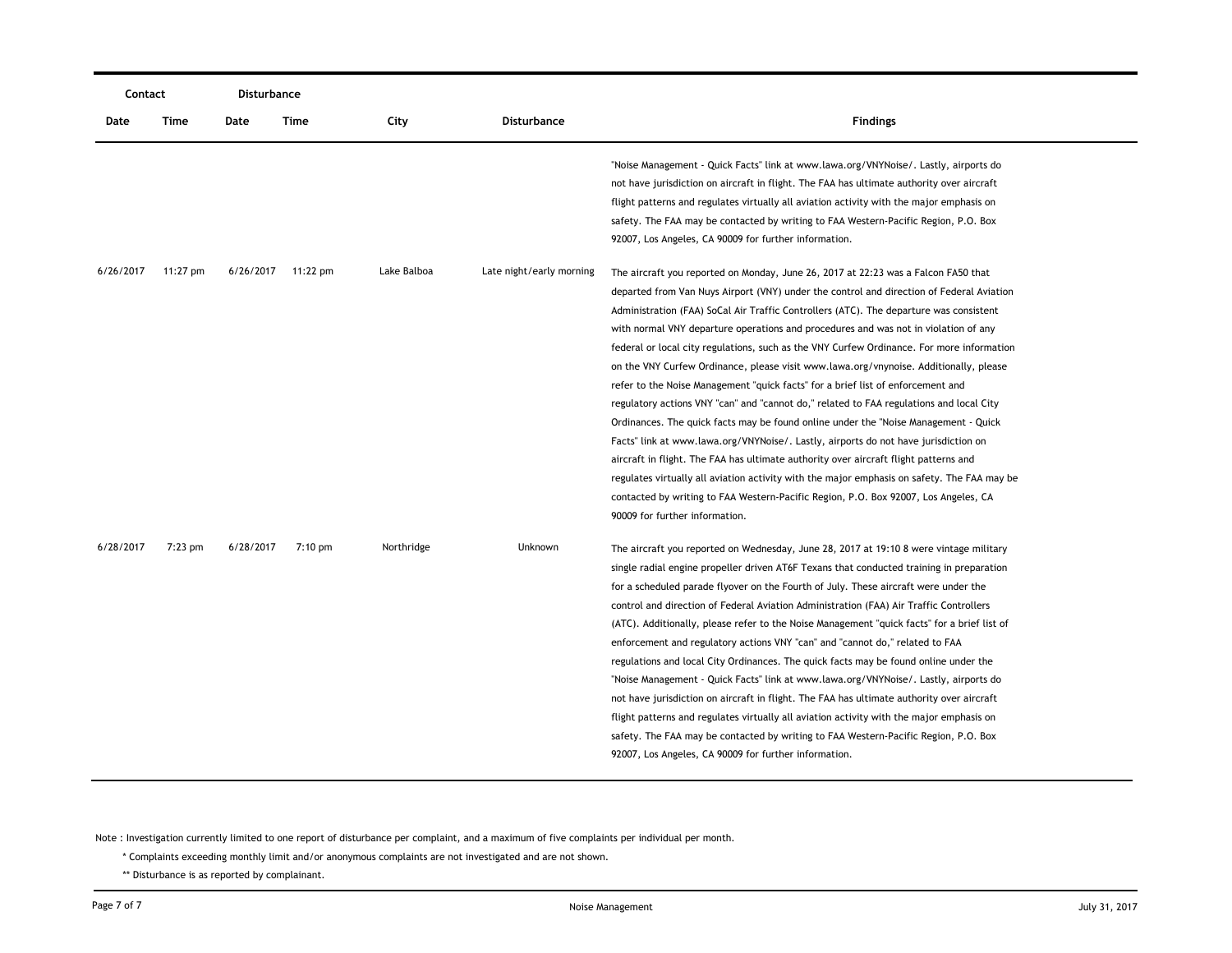| Contact Date | Contact Time | Disturbance Date | Disturbance Time | City | Disturbance | Findings |
|---|---|---|---|---|---|---|
| | | | | | | "Noise Management - Quick Facts" link at www.lawa.org/VNYNoise/. Lastly, airports do not have jurisdiction on aircraft in flight. The FAA has ultimate authority over aircraft flight patterns and regulates virtually all aviation activity with the major emphasis on safety. The FAA may be contacted by writing to FAA Western-Pacific Region, P.O. Box 92007, Los Angeles, CA 90009 for further information. |
| 6/26/2017 | 11:27 pm | 6/26/2017 | 11:22 pm | Lake Balboa | Late night/early morning | The aircraft you reported on Monday, June 26, 2017 at 22:23 was a Falcon FA50 that departed from Van Nuys Airport (VNY) under the control and direction of Federal Aviation Administration (FAA) SoCal Air Traffic Controllers (ATC). The departure was consistent with normal VNY departure operations and procedures and was not in violation of any federal or local city regulations, such as the VNY Curfew Ordinance. For more information on the VNY Curfew Ordinance, please visit www.lawa.org/vnynoise. Additionally, please refer to the Noise Management "quick facts" for a brief list of enforcement and regulatory actions VNY "can" and "cannot do," related to FAA regulations and local City Ordinances. The quick facts may be found online under the "Noise Management - Quick Facts" link at www.lawa.org/VNYNoise/. Lastly, airports do not have jurisdiction on aircraft in flight. The FAA has ultimate authority over aircraft flight patterns and regulates virtually all aviation activity with the major emphasis on safety. The FAA may be contacted by writing to FAA Western-Pacific Region, P.O. Box 92007, Los Angeles, CA 90009 for further information. |
| 6/28/2017 | 7:23 pm | 6/28/2017 | 7:10 pm | Northridge | Unknown | The aircraft you reported on Wednesday, June 28, 2017 at 19:10 8 were vintage military single radial engine propeller driven AT6F Texans that conducted training in preparation for a scheduled parade flyover on the Fourth of July. These aircraft were under the control and direction of Federal Aviation Administration (FAA) Air Traffic Controllers (ATC). Additionally, please refer to the Noise Management "quick facts" for a brief list of enforcement and regulatory actions VNY "can" and "cannot do," related to FAA regulations and local City Ordinances. The quick facts may be found online under the "Noise Management - Quick Facts" link at www.lawa.org/VNYNoise/. Lastly, airports do not have jurisdiction on aircraft in flight. The FAA has ultimate authority over aircraft flight patterns and regulates virtually all aviation activity with the major emphasis on safety. The FAA may be contacted by writing to FAA Western-Pacific Region, P.O. Box 92007, Los Angeles, CA 90009 for further information. |

Note : Investigation currently limited to one report of disturbance per complaint, and a maximum of five complaints per individual per month.

\* Complaints exceeding monthly limit and/or anonymous complaints are not investigated and are not shown.

\*\* Disturbance is as reported by complainant.